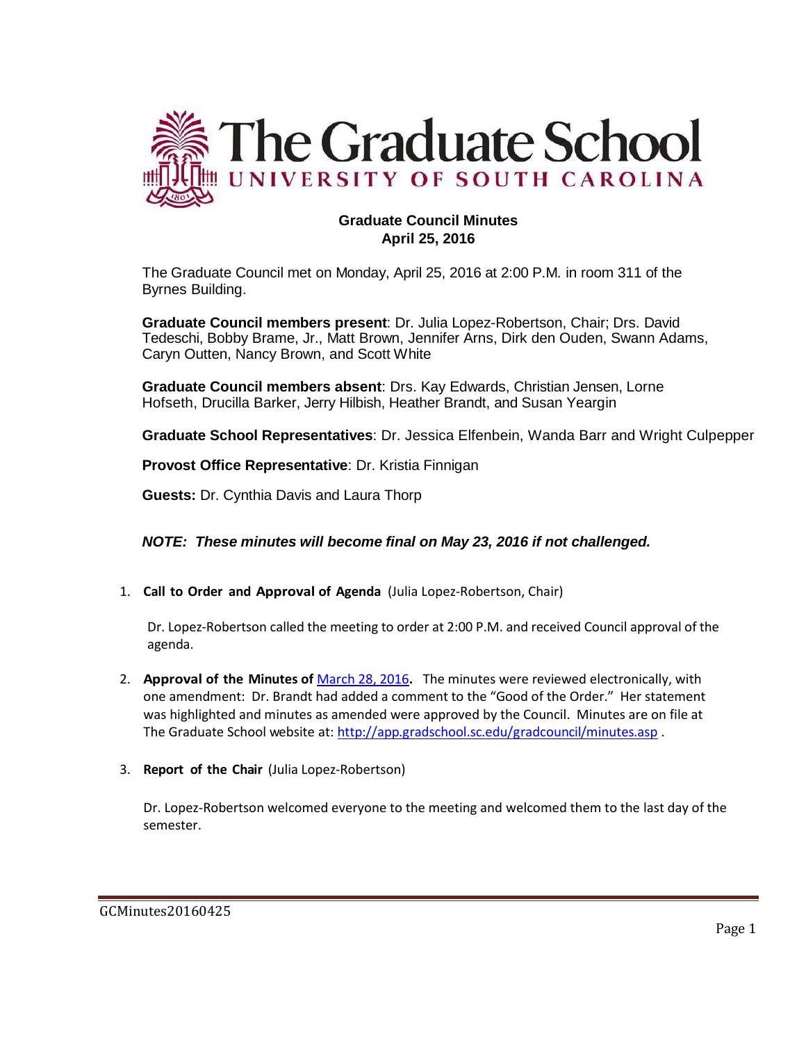# The Graduate School

## UNIVERSITY OF SOUTH CAROLINA

**Graduate Council Minutes**
**April 25, 2016**

The Graduate Council met on Monday, April 25, 2016 at 2:00 P.M. in room 311 of the Byrnes Building.

**Graduate Council members present**: Dr. Julia Lopez-Robertson, Chair; Drs. David Tedeschi, Bobby Brame, Jr., Matt Brown, Jennifer Arns, Dirk den Ouden, Swann Adams, Caryn Outten, Nancy Brown, and Scott White

**Graduate Council members absent**: Drs. Kay Edwards, Christian Jensen, Lorne Hofseth, Drucilla Barker, Jerry Hilbish, Heather Brandt, and Susan Yeargin

**Graduate School Representatives**: Dr. Jessica Elfenbein, Wanda Barr and Wright Culpepper

**Provost Office Representative**: Dr. Kristia Finnigan

**Guests:** Dr. Cynthia Davis and Laura Thorp

***NOTE: These minutes will become final on May 23, 2016 if not challenged.***

1. **Call to Order and Approval of Agenda** (Julia Lopez-Robertson, Chair)

   Dr. Lopez-Robertson called the meeting to order at 2:00 P.M. and received Council approval of the agenda.

2. **Approval of the Minutes of** March 28, 2016**.** The minutes were reviewed electronically, with one amendment: Dr. Brandt had added a comment to the "Good of the Order." Her statement was highlighted and minutes as amended were approved by the Council. Minutes are on file at The Graduate School website at: http://app.gradschool.sc.edu/gradcouncil/minutes.asp .

3. **Report of the Chair** (Julia Lopez-Robertson)

   Dr. Lopez-Robertson welcomed everyone to the meeting and welcomed them to the last day of the semester.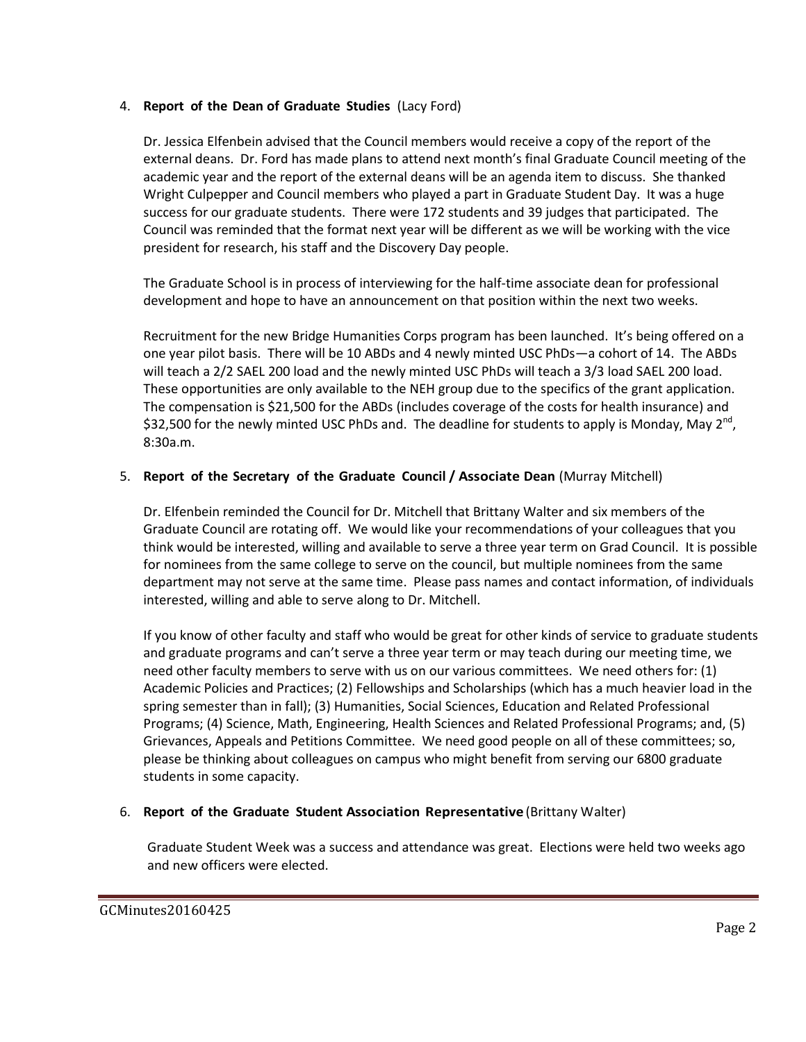4. **Report of the Dean of Graduate Studies** (Lacy Ford)

   Dr. Jessica Elfenbein advised that the Council members would receive a copy of the report of the external deans. Dr. Ford has made plans to attend next month's final Graduate Council meeting of the academic year and the report of the external deans will be an agenda item to discuss. She thanked Wright Culpepper and Council members who played a part in Graduate Student Day. It was a huge success for our graduate students. There were 172 students and 39 judges that participated. The Council was reminded that the format next year will be different as we will be working with the vice president for research, his staff and the Discovery Day people.

   The Graduate School is in process of interviewing for the half-time associate dean for professional development and hope to have an announcement on that position within the next two weeks.

   Recruitment for the new Bridge Humanities Corps program has been launched. It's being offered on a one year pilot basis. There will be 10 ABDs and 4 newly minted USC PhDs—a cohort of 14. The ABDs will teach a 2/2 SAEL 200 load and the newly minted USC PhDs will teach a 3/3 load SAEL 200 load. These opportunities are only available to the NEH group due to the specifics of the grant application. The compensation is $21,500 for the ABDs (includes coverage of the costs for health insurance) and $32,500 for the newly minted USC PhDs and. The deadline for students to apply is Monday, May 2nd, 8:30a.m.

5. **Report of the Secretary of the Graduate Council / Associate Dean** (Murray Mitchell)

   Dr. Elfenbein reminded the Council for Dr. Mitchell that Brittany Walter and six members of the Graduate Council are rotating off. We would like your recommendations of your colleagues that you think would be interested, willing and available to serve a three year term on Grad Council. It is possible for nominees from the same college to serve on the council, but multiple nominees from the same department may not serve at the same time. Please pass names and contact information, of individuals interested, willing and able to serve along to Dr. Mitchell.

   If you know of other faculty and staff who would be great for other kinds of service to graduate students and graduate programs and can't serve a three year term or may teach during our meeting time, we need other faculty members to serve with us on our various committees. We need others for: (1) Academic Policies and Practices; (2) Fellowships and Scholarships (which has a much heavier load in the spring semester than in fall); (3) Humanities, Social Sciences, Education and Related Professional Programs; (4) Science, Math, Engineering, Health Sciences and Related Professional Programs; and, (5) Grievances, Appeals and Petitions Committee. We need good people on all of these committees; so, please be thinking about colleagues on campus who might benefit from serving our 6800 graduate students in some capacity.

6. **Report of the Graduate Student Association Representative** (Brittany Walter)

   Graduate Student Week was a success and attendance was great. Elections were held two weeks ago and new officers were elected.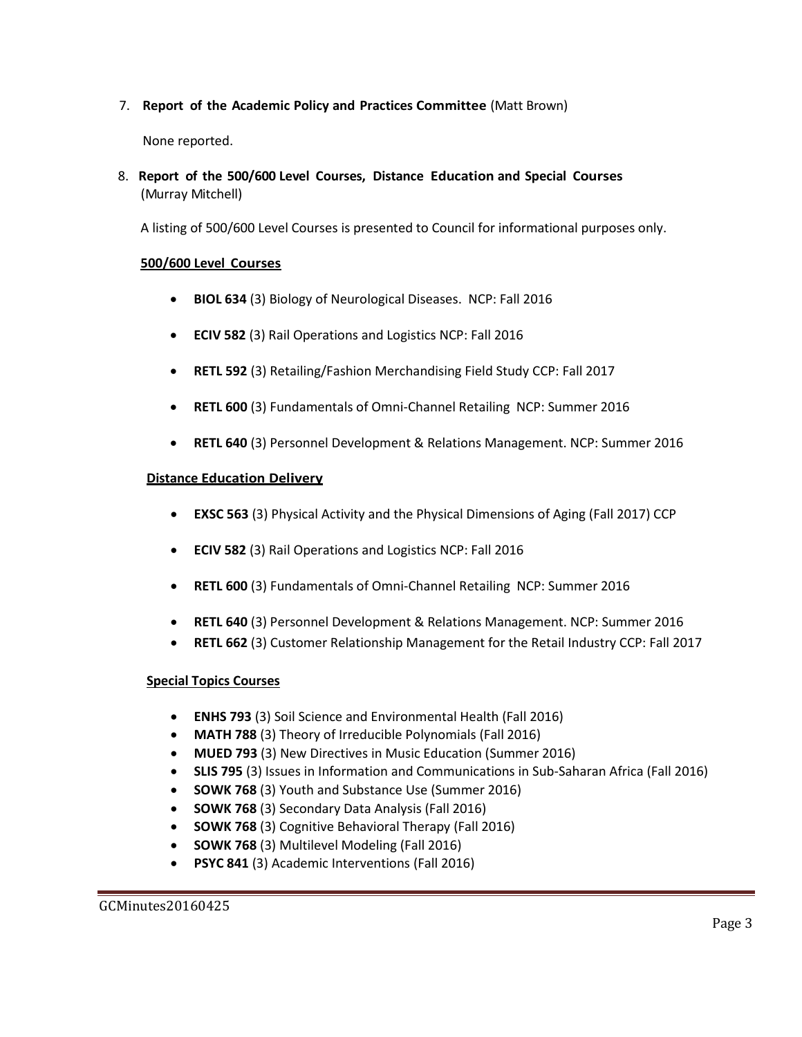7. **Report of the Academic Policy and Practices Committee** (Matt Brown)

   None reported.

8. **Report of the 500/600 Level Courses, Distance Education and Special Courses** (Murray Mitchell)

   A listing of 500/600 Level Courses is presented to Council for informational purposes only.

   **500/600 Level Courses**

   - **BIOL 634** (3) Biology of Neurological Diseases. NCP: Fall 2016
   - **ECIV 582** (3) Rail Operations and Logistics NCP: Fall 2016
   - **RETL 592** (3) Retailing/Fashion Merchandising Field Study CCP: Fall 2017
   - **RETL 600** (3) Fundamentals of Omni-Channel Retailing NCP: Summer 2016
   - **RETL 640** (3) Personnel Development & Relations Management. NCP: Summer 2016

   **Distance Education Delivery**

   - **EXSC 563** (3) Physical Activity and the Physical Dimensions of Aging (Fall 2017) CCP
   - **ECIV 582** (3) Rail Operations and Logistics NCP: Fall 2016
   - **RETL 600** (3) Fundamentals of Omni-Channel Retailing NCP: Summer 2016
   - **RETL 640** (3) Personnel Development & Relations Management. NCP: Summer 2016
   - **RETL 662** (3) Customer Relationship Management for the Retail Industry CCP: Fall 2017

   **Special Topics Courses**

   - **ENHS 793** (3) Soil Science and Environmental Health (Fall 2016)
   - **MATH 788** (3) Theory of Irreducible Polynomials (Fall 2016)
   - **MUED 793** (3) New Directives in Music Education (Summer 2016)
   - **SLIS 795** (3) Issues in Information and Communications in Sub-Saharan Africa (Fall 2016)
   - **SOWK 768** (3) Youth and Substance Use (Summer 2016)
   - **SOWK 768** (3) Secondary Data Analysis (Fall 2016)
   - **SOWK 768** (3) Cognitive Behavioral Therapy (Fall 2016)
   - **SOWK 768** (3) Multilevel Modeling (Fall 2016)
   - **PSYC 841** (3) Academic Interventions (Fall 2016)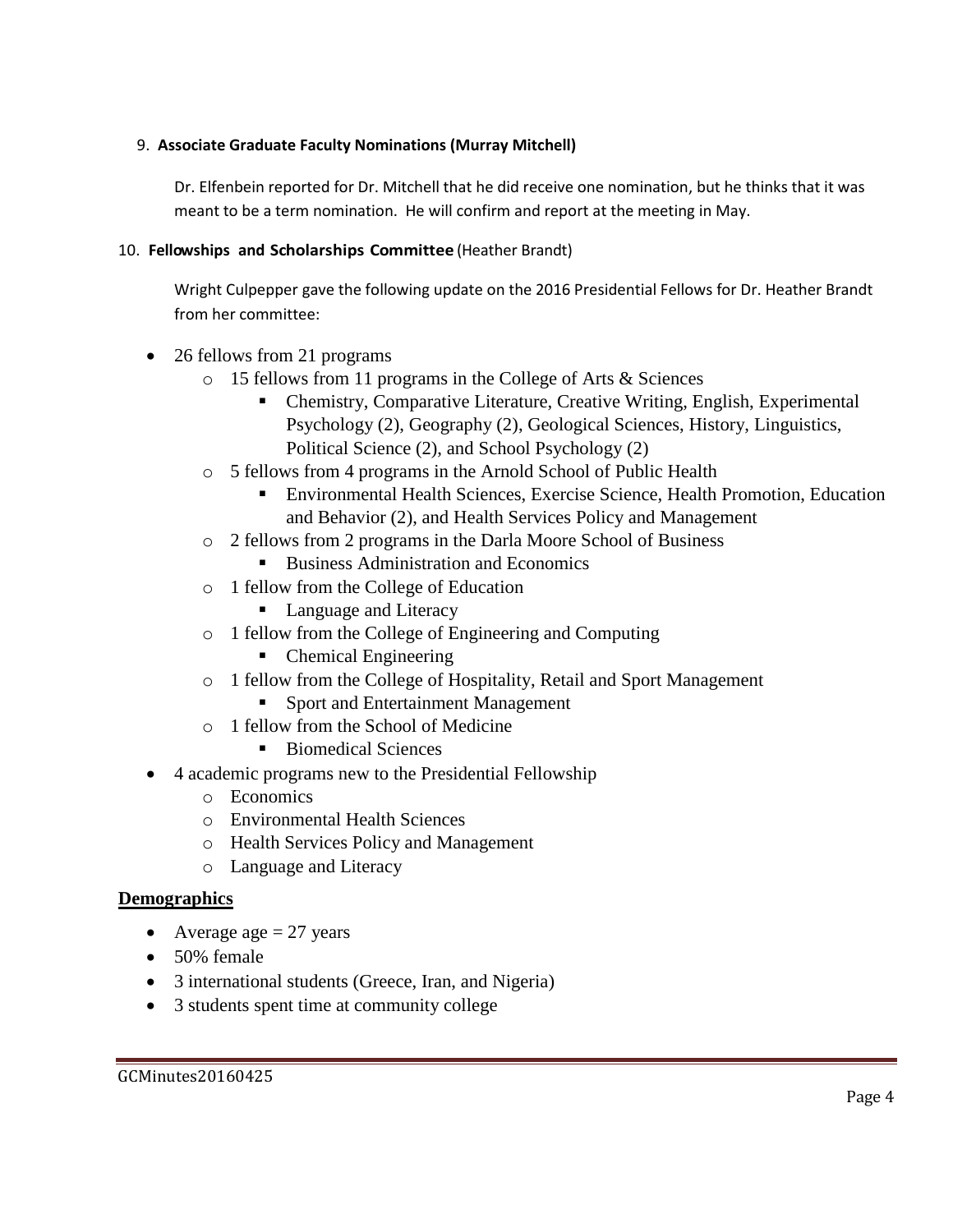9. **Associate Graduate Faculty Nominations (Murray Mitchell)**

Dr. Elfenbein reported for Dr. Mitchell that he did receive one nomination, but he thinks that it was meant to be a term nomination. He will confirm and report at the meeting in May.

10. **Fellowships and Scholarships Committee** (Heather Brandt)

Wright Culpepper gave the following update on the 2016 Presidential Fellows for Dr. Heather Brandt from her committee:

- 26 fellows from 21 programs
  - 15 fellows from 11 programs in the College of Arts & Sciences
    - Chemistry, Comparative Literature, Creative Writing, English, Experimental Psychology (2), Geography (2), Geological Sciences, History, Linguistics, Political Science (2), and School Psychology (2)
  - 5 fellows from 4 programs in the Arnold School of Public Health
    - Environmental Health Sciences, Exercise Science, Health Promotion, Education and Behavior (2), and Health Services Policy and Management
  - 2 fellows from 2 programs in the Darla Moore School of Business
    - Business Administration and Economics
  - 1 fellow from the College of Education
    - Language and Literacy
  - 1 fellow from the College of Engineering and Computing
    - Chemical Engineering
  - 1 fellow from the College of Hospitality, Retail and Sport Management
    - Sport and Entertainment Management
  - 1 fellow from the School of Medicine
    - Biomedical Sciences
- 4 academic programs new to the Presidential Fellowship
  - Economics
  - Environmental Health Sciences
  - Health Services Policy and Management
  - Language and Literacy

## **Demographics**

- Average age = 27 years
- 50% female
- 3 international students (Greece, Iran, and Nigeria)
- 3 students spent time at community college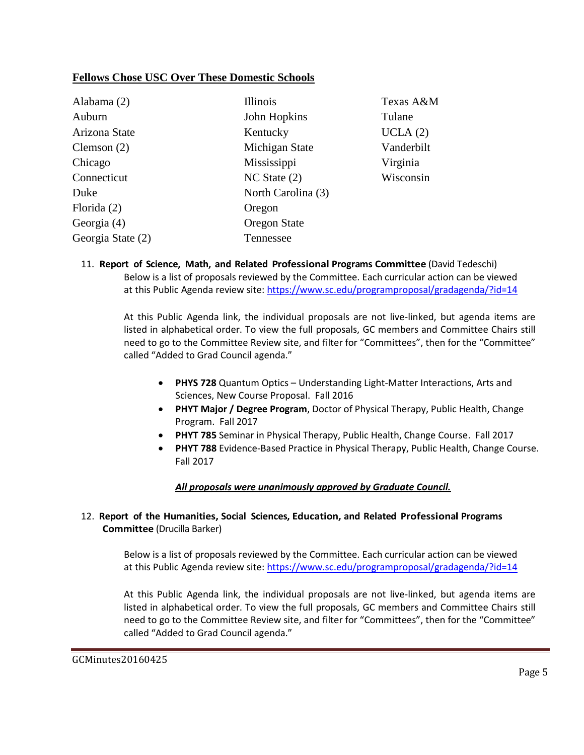**Fellows Chose USC Over These Domestic Schools**

Alabama (2)
Auburn
Arizona State
Clemson (2)
Chicago
Connecticut
Duke
Florida (2)
Georgia (4)
Georgia State (2)
Illinois
John Hopkins
Kentucky
Michigan State
Mississippi
NC State (2)
North Carolina (3)
Oregon
Oregon State
Tennessee
Texas A&M
Tulane
UCLA (2)
Vanderbilt
Virginia
Wisconsin

11. **Report of Science, Math, and Related Professional Programs Committee** (David Tedeschi)
    Below is a list of proposals reviewed by the Committee. Each curricular action can be viewed at this Public Agenda review site: https://www.sc.edu/programproposal/gradagenda/?id=14

    At this Public Agenda link, the individual proposals are not live-linked, but agenda items are listed in alphabetical order. To view the full proposals, GC members and Committee Chairs still need to go to the Committee Review site, and filter for "Committees", then for the "Committee" called "Added to Grad Council agenda."

    - **PHYS 728** Quantum Optics – Understanding Light-Matter Interactions, Arts and Sciences, New Course Proposal. Fall 2016
    - **PHYT Major / Degree Program**, Doctor of Physical Therapy, Public Health, Change Program. Fall 2017
    - **PHYT 785** Seminar in Physical Therapy, Public Health, Change Course. Fall 2017
    - **PHYT 788** Evidence-Based Practice in Physical Therapy, Public Health, Change Course. Fall 2017

    ***All proposals were unanimously approved by Graduate Council.***

12. **Report of the Humanities, Social Sciences, Education, and Related Professional Programs Committee** (Drucilla Barker)

    Below is a list of proposals reviewed by the Committee. Each curricular action can be viewed at this Public Agenda review site: https://www.sc.edu/programproposal/gradagenda/?id=14

    At this Public Agenda link, the individual proposals are not live-linked, but agenda items are listed in alphabetical order. To view the full proposals, GC members and Committee Chairs still need to go to the Committee Review site, and filter for "Committees", then for the "Committee" called "Added to Grad Council agenda."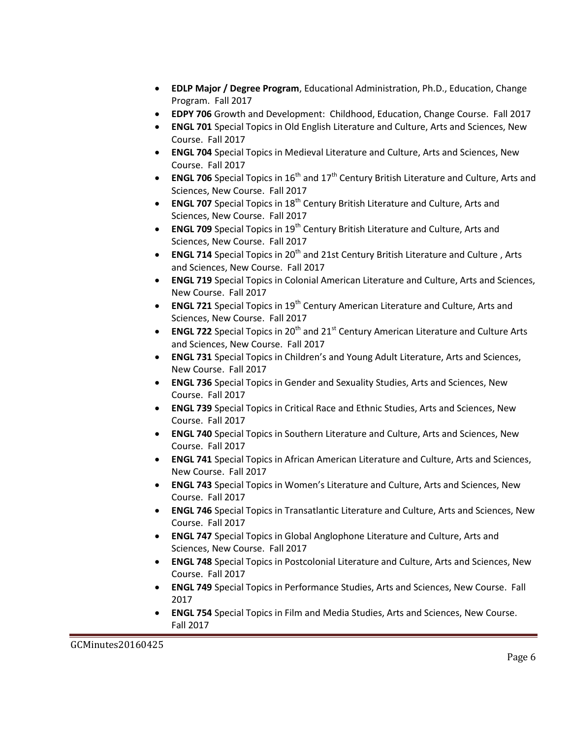- **EDLP Major / Degree Program**, Educational Administration, Ph.D., Education, Change Program. Fall 2017
- **EDPY 706** Growth and Development: Childhood, Education, Change Course. Fall 2017
- **ENGL 701** Special Topics in Old English Literature and Culture, Arts and Sciences, New Course. Fall 2017
- **ENGL 704** Special Topics in Medieval Literature and Culture, Arts and Sciences, New Course. Fall 2017
- **ENGL 706** Special Topics in 16th and 17th Century British Literature and Culture, Arts and Sciences, New Course. Fall 2017
- **ENGL 707** Special Topics in 18th Century British Literature and Culture, Arts and Sciences, New Course. Fall 2017
- **ENGL 709** Special Topics in 19th Century British Literature and Culture, Arts and Sciences, New Course. Fall 2017
- **ENGL 714** Special Topics in 20th and 21st Century British Literature and Culture , Arts and Sciences, New Course. Fall 2017
- **ENGL 719** Special Topics in Colonial American Literature and Culture, Arts and Sciences, New Course. Fall 2017
- **ENGL 721** Special Topics in 19th Century American Literature and Culture, Arts and Sciences, New Course. Fall 2017
- **ENGL 722** Special Topics in 20th and 21st Century American Literature and Culture Arts and Sciences, New Course. Fall 2017
- **ENGL 731** Special Topics in Children's and Young Adult Literature, Arts and Sciences, New Course. Fall 2017
- **ENGL 736** Special Topics in Gender and Sexuality Studies, Arts and Sciences, New Course. Fall 2017
- **ENGL 739** Special Topics in Critical Race and Ethnic Studies, Arts and Sciences, New Course. Fall 2017
- **ENGL 740** Special Topics in Southern Literature and Culture, Arts and Sciences, New Course. Fall 2017
- **ENGL 741** Special Topics in African American Literature and Culture, Arts and Sciences, New Course. Fall 2017
- **ENGL 743** Special Topics in Women's Literature and Culture, Arts and Sciences, New Course. Fall 2017
- **ENGL 746** Special Topics in Transatlantic Literature and Culture, Arts and Sciences, New Course. Fall 2017
- **ENGL 747** Special Topics in Global Anglophone Literature and Culture, Arts and Sciences, New Course. Fall 2017
- **ENGL 748** Special Topics in Postcolonial Literature and Culture, Arts and Sciences, New Course. Fall 2017
- **ENGL 749** Special Topics in Performance Studies, Arts and Sciences, New Course. Fall 2017
- **ENGL 754** Special Topics in Film and Media Studies, Arts and Sciences, New Course. Fall 2017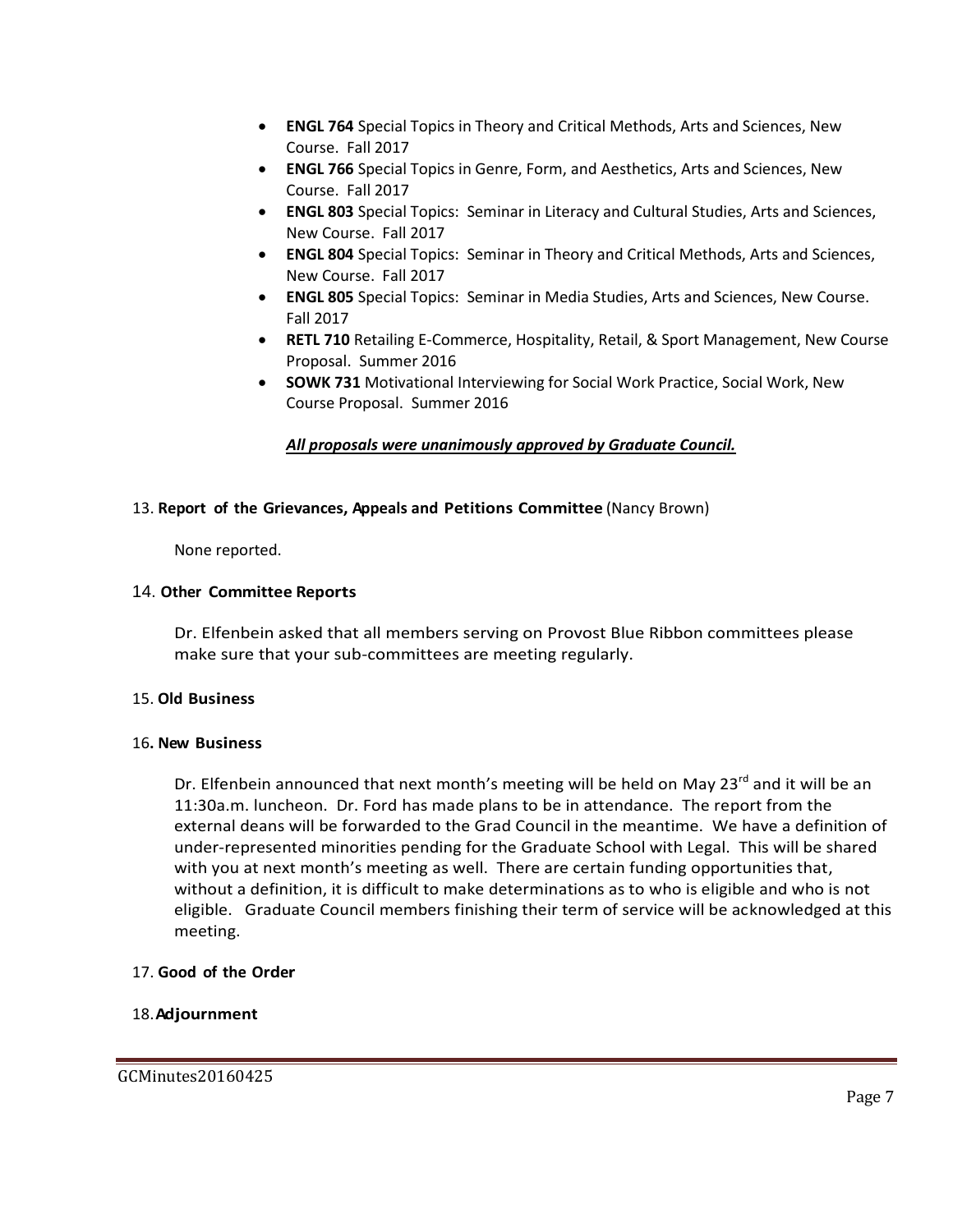- **ENGL 764** Special Topics in Theory and Critical Methods, Arts and Sciences, New Course. Fall 2017
- **ENGL 766** Special Topics in Genre, Form, and Aesthetics, Arts and Sciences, New Course. Fall 2017
- **ENGL 803** Special Topics: Seminar in Literacy and Cultural Studies, Arts and Sciences, New Course. Fall 2017
- **ENGL 804** Special Topics: Seminar in Theory and Critical Methods, Arts and Sciences, New Course. Fall 2017
- **ENGL 805** Special Topics: Seminar in Media Studies, Arts and Sciences, New Course. Fall 2017
- **RETL 710** Retailing E-Commerce, Hospitality, Retail, & Sport Management, New Course Proposal. Summer 2016
- **SOWK 731** Motivational Interviewing for Social Work Practice, Social Work, New Course Proposal. Summer 2016

***All proposals were unanimously approved by Graduate Council.***

13. **Report of the Grievances, Appeals and Petitions Committee** (Nancy Brown)

None reported.

14. **Other Committee Reports**

Dr. Elfenbein asked that all members serving on Provost Blue Ribbon committees please make sure that your sub-committees are meeting regularly.

15. **Old Business**

16. **New Business**

Dr. Elfenbein announced that next month's meeting will be held on May 23rd and it will be an 11:30a.m. luncheon. Dr. Ford has made plans to be in attendance. The report from the external deans will be forwarded to the Grad Council in the meantime. We have a definition of under-represented minorities pending for the Graduate School with Legal. This will be shared with you at next month's meeting as well. There are certain funding opportunities that, without a definition, it is difficult to make determinations as to who is eligible and who is not eligible. Graduate Council members finishing their term of service will be acknowledged at this meeting.

17. **Good of the Order**

18. **Adjournment**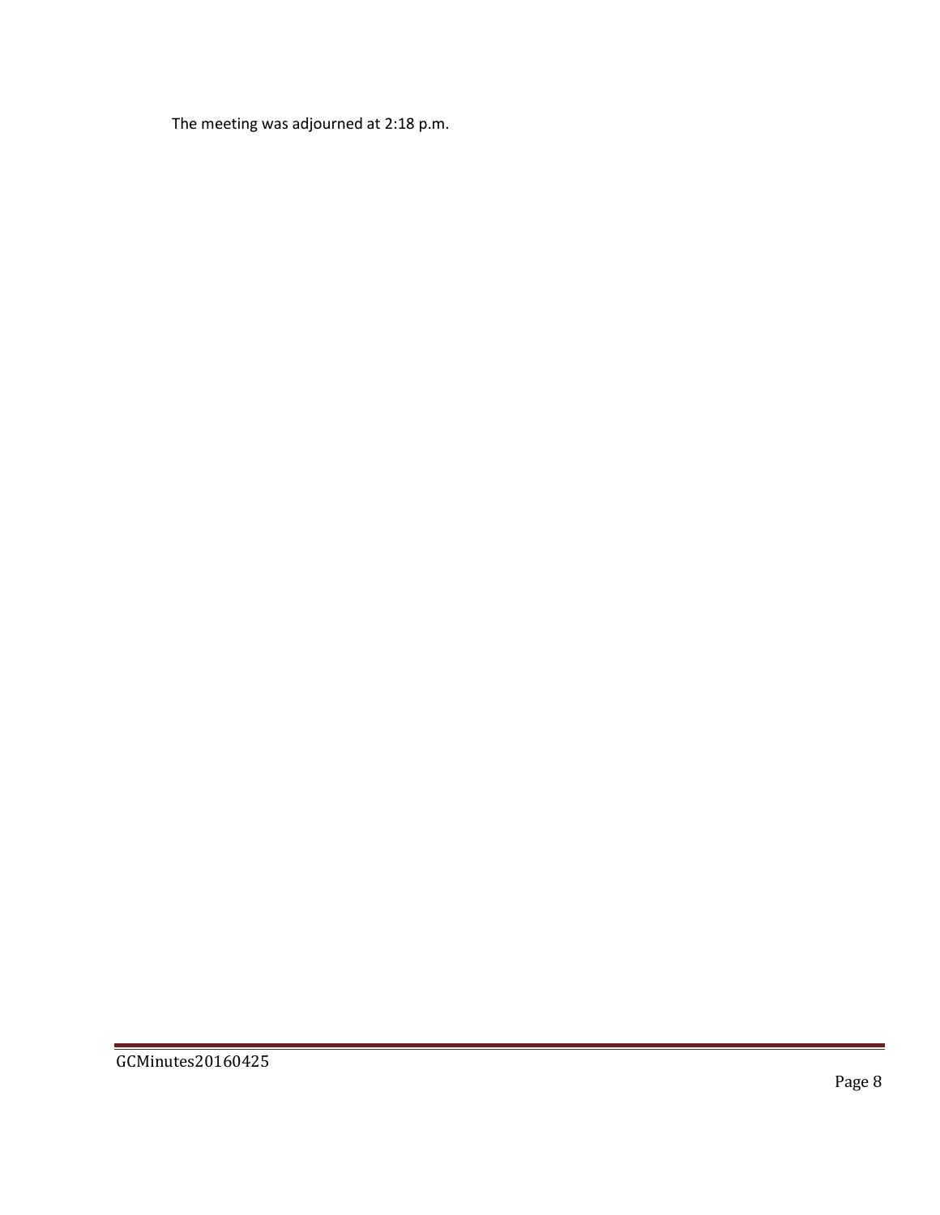The meeting was adjourned at 2:18 p.m.